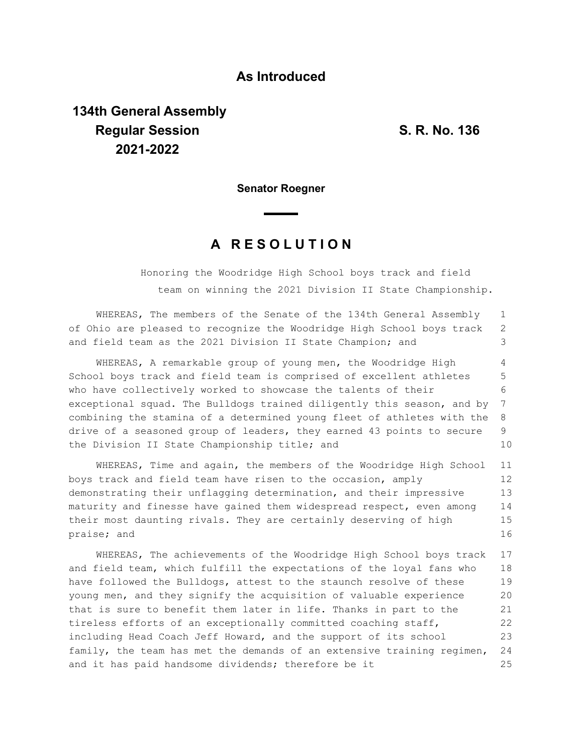## As Introduced

**134th General Assembly**
**Regular Session**
**2021-2022**

**S. R. No. 136**

**Senator Roegner**

# A RESOLUTION

Honoring the Woodridge High School boys track and field team on winning the 2021 Division II State Championship.

WHEREAS, The members of the Senate of the 134th General Assembly of Ohio are pleased to recognize the Woodridge High School boys track and field team as the 2021 Division II State Champion; and

WHEREAS, A remarkable group of young men, the Woodridge High School boys track and field team is comprised of excellent athletes who have collectively worked to showcase the talents of their exceptional squad. The Bulldogs trained diligently this season, and by combining the stamina of a determined young fleet of athletes with the drive of a seasoned group of leaders, they earned 43 points to secure the Division II State Championship title; and

WHEREAS, Time and again, the members of the Woodridge High School boys track and field team have risen to the occasion, amply demonstrating their unflagging determination, and their impressive maturity and finesse have gained them widespread respect, even among their most daunting rivals. They are certainly deserving of high praise; and

WHEREAS, The achievements of the Woodridge High School boys track and field team, which fulfill the expectations of the loyal fans who have followed the Bulldogs, attest to the staunch resolve of these young men, and they signify the acquisition of valuable experience that is sure to benefit them later in life. Thanks in part to the tireless efforts of an exceptionally committed coaching staff, including Head Coach Jeff Howard, and the support of its school family, the team has met the demands of an extensive training regimen, and it has paid handsome dividends; therefore be it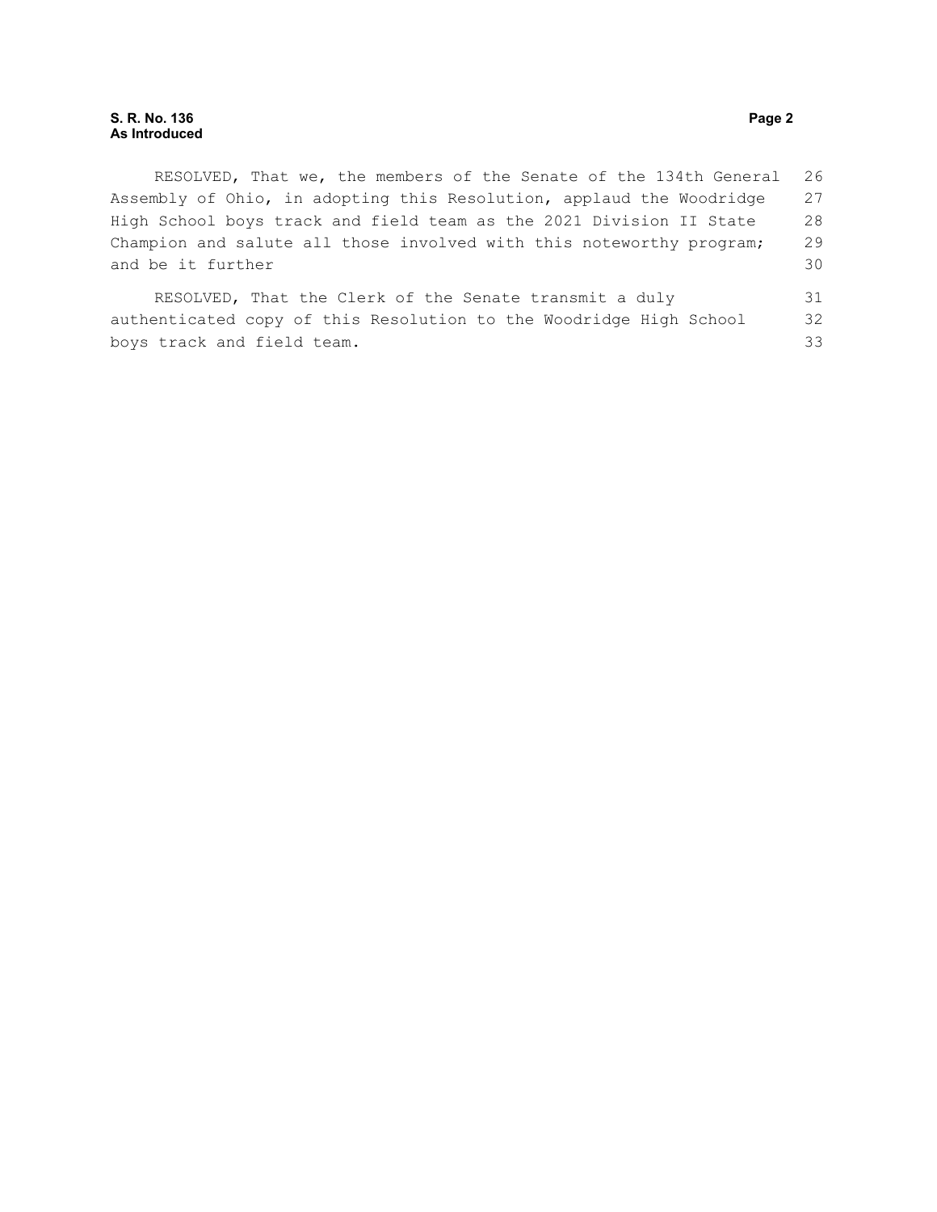RESOLVED, That we, the members of the Senate of the 134th General Assembly of Ohio, in adopting this Resolution, applaud the Woodridge High School boys track and field team as the 2021 Division II State Champion and salute all those involved with this noteworthy program; and be it further

RESOLVED, That the Clerk of the Senate transmit a duly authenticated copy of this Resolution to the Woodridge High School boys track and field team.